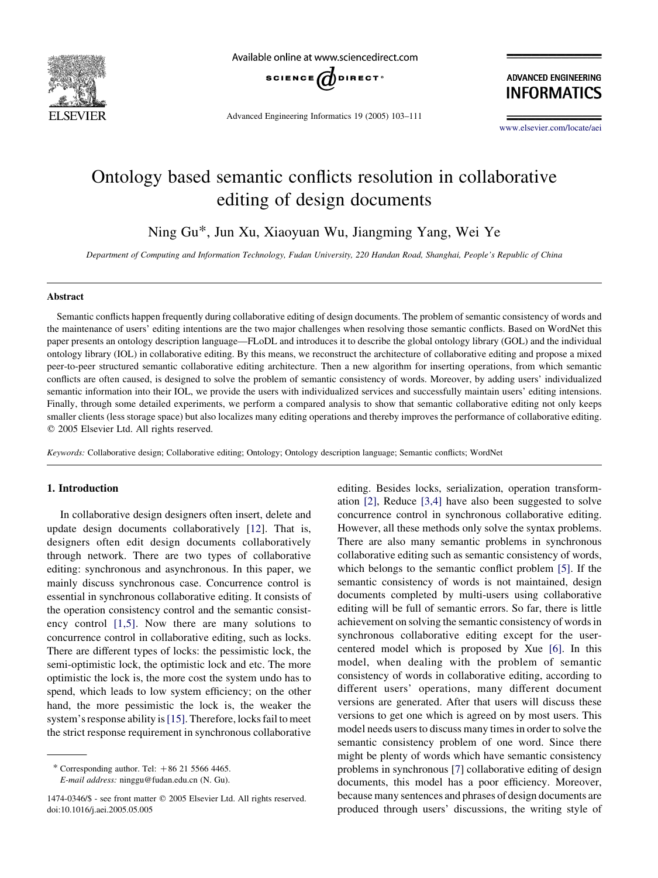# Ontology based semantic conflicts resolution in collaborative editing of design documents

Ning Gu*, Jun Xu, Xiaoyuan Wu, Jiangming Yang, Wei Ye

*Department of Computing and Information Technology, Fudan University, 220 Handan Road, Shanghai, People's Republic of China*

## Abstract

Semantic conflicts happen frequently during collaborative editing of design documents. The problem of semantic consistency of words and the maintenance of users' editing intentions are the two major challenges when resolving those semantic conflicts. Based on WordNet this paper presents an ontology description language—FLoDL and introduces it to describe the global ontology library (GOL) and the individual ontology library (IOL) in collaborative editing. By this means, we reconstruct the architecture of collaborative editing and propose a mixed peer-to-peer structured semantic collaborative editing architecture. Then a new algorithm for inserting operations, from which semantic conflicts are often caused, is designed to solve the problem of semantic consistency of words. Moreover, by adding users' individualized semantic information into their IOL, we provide the users with individualized services and successfully maintain users' editing intensions. Finally, through some detailed experiments, we perform a compared analysis to show that semantic collaborative editing not only keeps smaller clients (less storage space) but also localizes many editing operations and thereby improves the performance of collaborative editing.
© 2005 Elsevier Ltd. All rights reserved.

*Keywords:* Collaborative design; Collaborative editing; Ontology; Ontology description language; Semantic conflicts; WordNet

## 1. Introduction

In collaborative design designers often insert, delete and update design documents collaboratively [12]. That is, designers often edit design documents collaboratively through network. There are two types of collaborative editing: synchronous and asynchronous. In this paper, we mainly discuss synchronous case. Concurrence control is essential in synchronous collaborative editing. It consists of the operation consistency control and the semantic consistency control [1,5]. Now there are many solutions to concurrence control in collaborative editing, such as locks. There are different types of locks: the pessimistic lock, the semi-optimistic lock, the optimistic lock and etc. The more optimistic the lock is, the more cost the system undo has to spend, which leads to low system efficiency; on the other hand, the more pessimistic the lock is, the weaker the system's response ability is [15]. Therefore, locks fail to meet the strict response requirement in synchronous collaborative editing. Besides locks, serialization, operation transformation [2], Reduce [3,4] have also been suggested to solve concurrence control in synchronous collaborative editing. However, all these methods only solve the syntax problems. There are also many semantic problems in synchronous collaborative editing such as semantic consistency of words, which belongs to the semantic conflict problem [5]. If the semantic consistency of words is not maintained, design documents completed by multi-users using collaborative editing will be full of semantic errors. So far, there is little achievement on solving the semantic consistency of words in synchronous collaborative editing except for the user-centered model which is proposed by Xue [6]. In this model, when dealing with the problem of semantic consistency of words in collaborative editing, according to different users' operations, many different document versions are generated. After that users will discuss these versions to get one which is agreed on by most users. This model needs users to discuss many times in order to solve the semantic consistency problem of one word. Since there might be plenty of words which have semantic consistency problems in synchronous [7] collaborative editing of design documents, this model has a poor efficiency. Moreover, because many sentences and phrases of design documents are produced through users' discussions, the writing style of

\* Corresponding author. Tel: +86 21 5566 4465.
*E-mail address:* ninggu@fudan.edu.cn (N. Gu).

1474-0346/$ - see front matter © 2005 Elsevier Ltd. All rights reserved.
doi:10.1016/j.aei.2005.05.005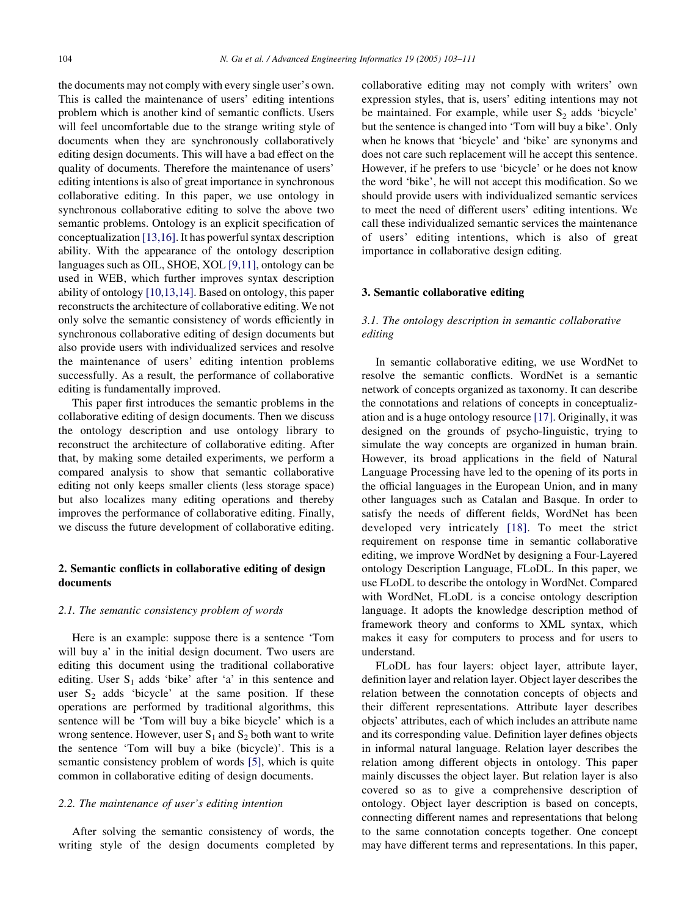the documents may not comply with every single user's own. This is called the maintenance of users' editing intentions problem which is another kind of semantic conflicts. Users will feel uncomfortable due to the strange writing style of documents when they are synchronously collaboratively editing design documents. This will have a bad effect on the quality of documents. Therefore the maintenance of users' editing intentions is also of great importance in synchronous collaborative editing. In this paper, we use ontology in synchronous collaborative editing to solve the above two semantic problems. Ontology is an explicit specification of conceptualization [13,16]. It has powerful syntax description ability. With the appearance of the ontology description languages such as OIL, SHOE, XOL [9,11], ontology can be used in WEB, which further improves syntax description ability of ontology [10,13,14]. Based on ontology, this paper reconstructs the architecture of collaborative editing. We not only solve the semantic consistency of words efficiently in synchronous collaborative editing of design documents but also provide users with individualized services and resolve the maintenance of users' editing intention problems successfully. As a result, the performance of collaborative editing is fundamentally improved.

This paper first introduces the semantic problems in the collaborative editing of design documents. Then we discuss the ontology description and use ontology library to reconstruct the architecture of collaborative editing. After that, by making some detailed experiments, we perform a compared analysis to show that semantic collaborative editing not only keeps smaller clients (less storage space) but also localizes many editing operations and thereby improves the performance of collaborative editing. Finally, we discuss the future development of collaborative editing.

## 2. Semantic conflicts in collaborative editing of design documents

### 2.1. The semantic consistency problem of words

Here is an example: suppose there is a sentence 'Tom will buy a' in the initial design document. Two users are editing this document using the traditional collaborative editing. User $S_1$ adds 'bike' after 'a' in this sentence and user $S_2$ adds 'bicycle' at the same position. If these operations are performed by traditional algorithms, this sentence will be 'Tom will buy a bike bicycle' which is a wrong sentence. However, user $S_1$ and $S_2$ both want to write the sentence 'Tom will buy a bike (bicycle)'. This is a semantic consistency problem of words [5], which is quite common in collaborative editing of design documents.

### 2.2. The maintenance of user's editing intention

After solving the semantic consistency of words, the writing style of the design documents completed by collaborative editing may not comply with writers' own expression styles, that is, users' editing intentions may not be maintained. For example, while user $S_2$ adds 'bicycle' but the sentence is changed into 'Tom will buy a bike'. Only when he knows that 'bicycle' and 'bike' are synonyms and does not care such replacement will he accept this sentence. However, if he prefers to use 'bicycle' or he does not know the word 'bike', he will not accept this modification. So we should provide users with individualized semantic services to meet the need of different users' editing intentions. We call these individualized semantic services the maintenance of users' editing intentions, which is also of great importance in collaborative design editing.

## 3. Semantic collaborative editing

### 3.1. The ontology description in semantic collaborative editing

In semantic collaborative editing, we use WordNet to resolve the semantic conflicts. WordNet is a semantic network of concepts organized as taxonomy. It can describe the connotations and relations of concepts in conceptualization and is a huge ontology resource [17]. Originally, it was designed on the grounds of psycho-linguistic, trying to simulate the way concepts are organized in human brain. However, its broad applications in the field of Natural Language Processing have led to the opening of its ports in the official languages in the European Union, and in many other languages such as Catalan and Basque. In order to satisfy the needs of different fields, WordNet has been developed very intricately [18]. To meet the strict requirement on response time in semantic collaborative editing, we improve WordNet by designing a Four-Layered ontology Description Language, FLoDL. In this paper, we use FLoDL to describe the ontology in WordNet. Compared with WordNet, FLoDL is a concise ontology description language. It adopts the knowledge description method of framework theory and conforms to XML syntax, which makes it easy for computers to process and for users to understand.

FLoDL has four layers: object layer, attribute layer, definition layer and relation layer. Object layer describes the relation between the connotation concepts of objects and their different representations. Attribute layer describes objects' attributes, each of which includes an attribute name and its corresponding value. Definition layer defines objects in informal natural language. Relation layer describes the relation among different objects in ontology. This paper mainly discusses the object layer. But relation layer is also covered so as to give a comprehensive description of ontology. Object layer description is based on concepts, connecting different names and representations that belong to the same connotation concepts together. One concept may have different terms and representations. In this paper,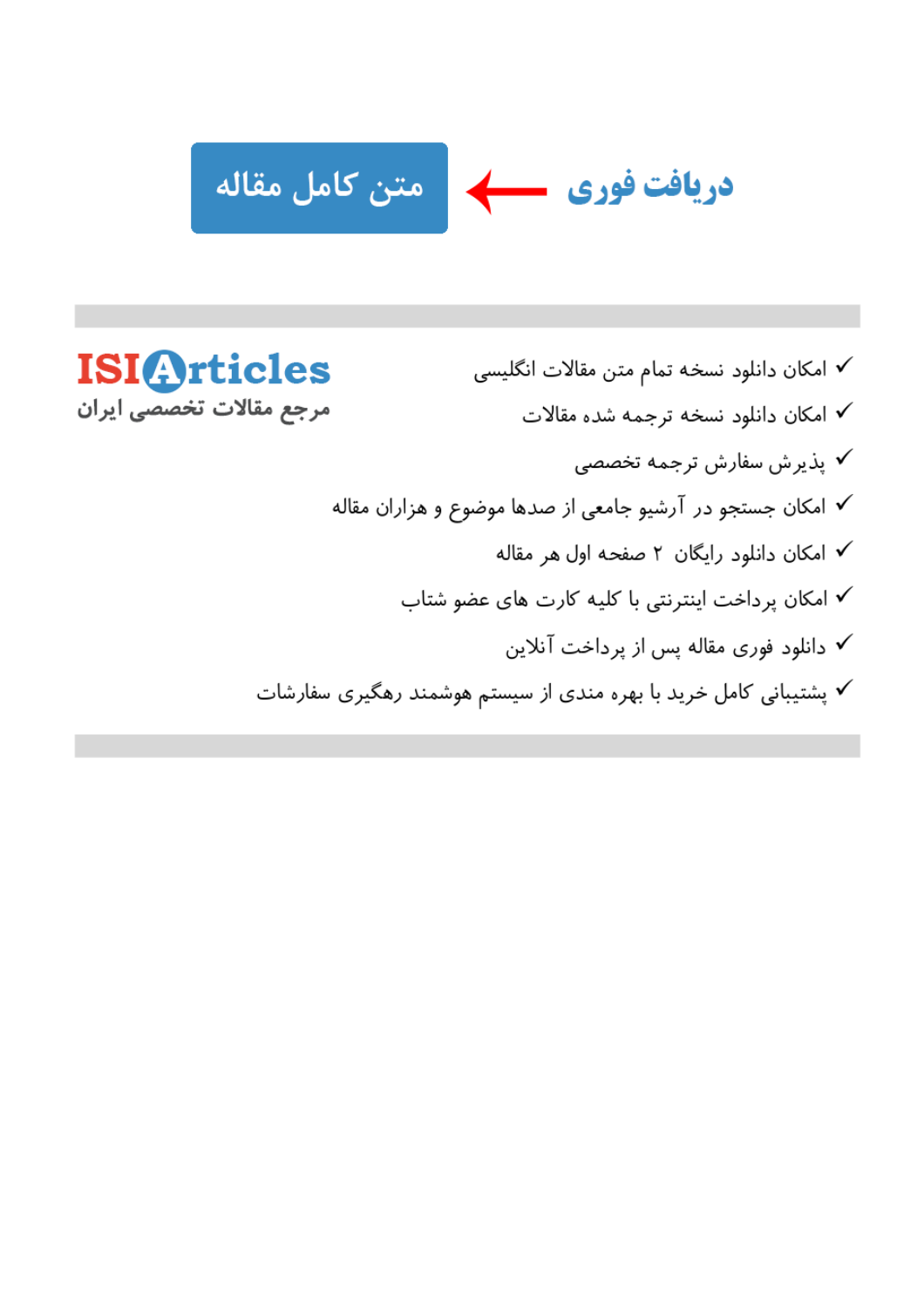دریافت فوری ← **متن کامل مقاله**

**ISIArticles**

مرجع مقالات تخصصی ایران

- ✓ امکان دانلود نسخه تمام متن مقالات انگلیسی
- ✓ امکان دانلود نسخه ترجمه شده مقالات
- ✓ پذیرش سفارش ترجمه تخصصی
- ✓ امکان جستجو در آرشیو جامعی از صدها موضوع و هزاران مقاله
- ✓ امکان دانلود رایگان ۲ صفحه اول هر مقاله
- ✓ امکان پرداخت اینترنتی با کلیه کارت های عضو شتاب
- ✓ دانلود فوری مقاله پس از پرداخت آنلاین
- ✓ پشتیبانی کامل خرید با بهره مندی از سیستم هوشمند رهگیری سفارشات